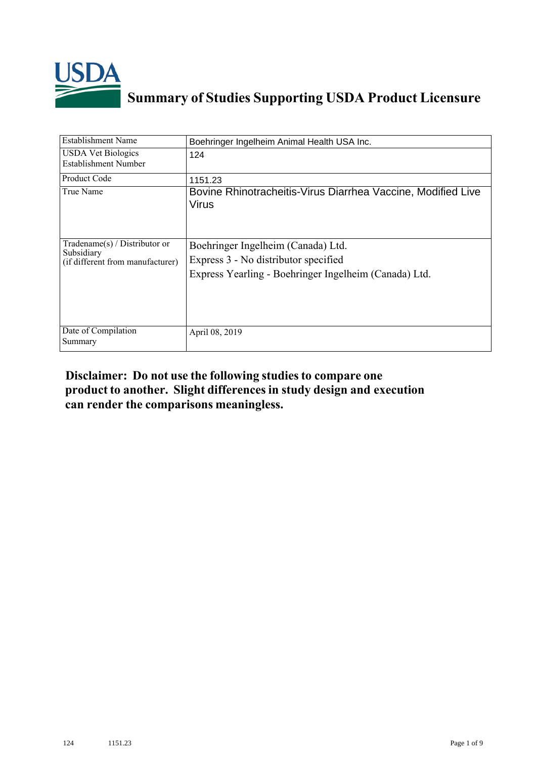# Summary of Studies Supporting USDA Product Licensure

| Establishment Name | Boehringer Ingelheim Animal Health USA Inc. |
|---|---|
| USDA Vet Biologics Establishment Number | 124 |
| Product Code | 1151.23 |
| True Name | Bovine Rhinotracheitis-Virus Diarrhea Vaccine, Modified Live Virus |
| Tradename(s) / Distributor or Subsidiary (if different from manufacturer) | Boehringer Ingelheim (Canada) Ltd.<br>Express 3 - No distributor specified<br>Express Yearling - Boehringer Ingelheim (Canada) Ltd. |
| Date of Compilation Summary | April 08, 2019 |

**Disclaimer: Do not use the following studies to compare one product to another. Slight differences in study design and execution can render the comparisons meaningless.**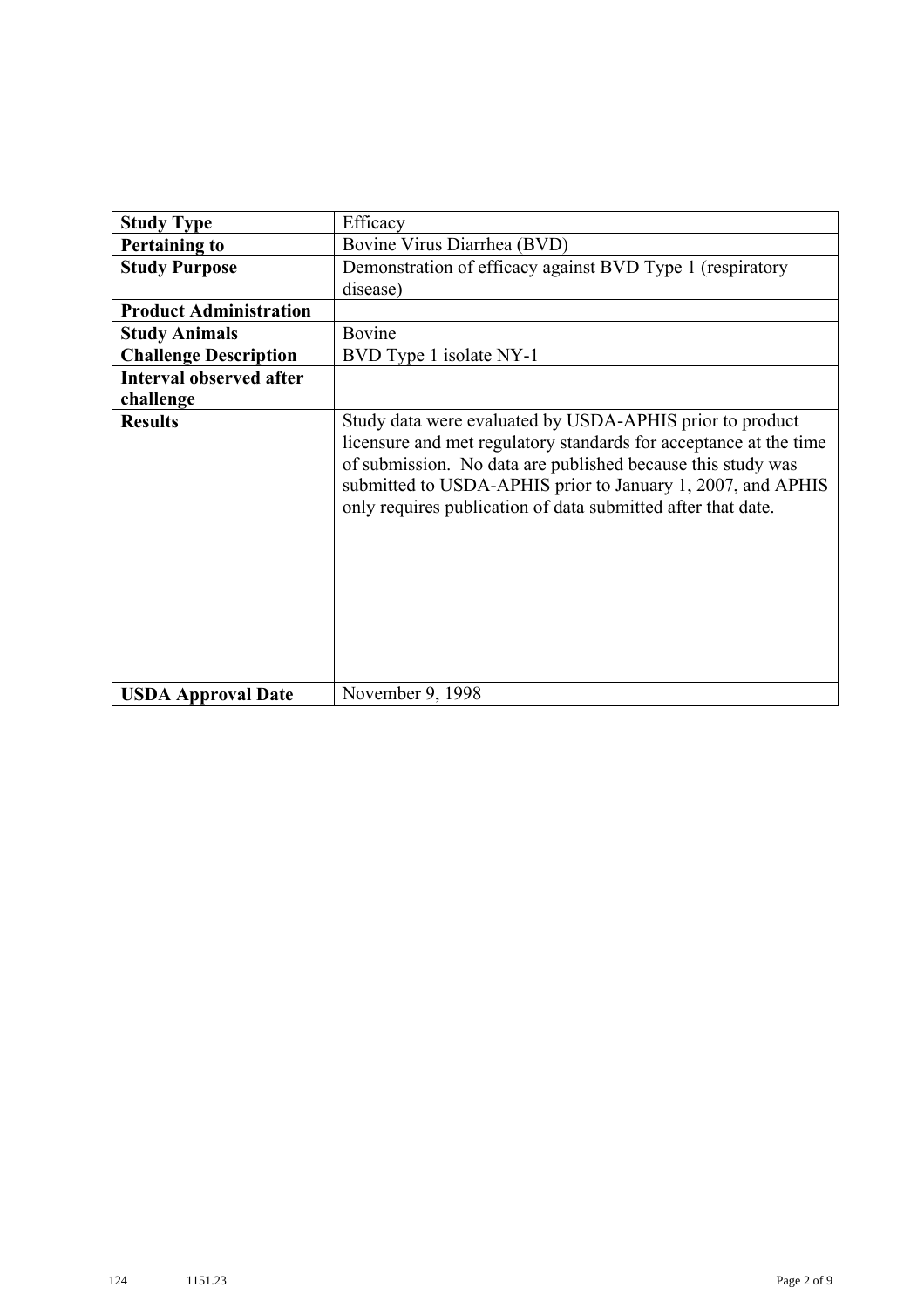| Study Type | Efficacy |
|---|---|
| **Pertaining to** | Bovine Virus Diarrhea (BVD) |
| **Study Purpose** | Demonstration of efficacy against BVD Type 1 (respiratory disease) |
| **Product Administration** | |
| **Study Animals** | Bovine |
| **Challenge Description** | BVD Type 1 isolate NY-1 |
| **Interval observed after challenge** | |
| **Results** | Study data were evaluated by USDA-APHIS prior to product licensure and met regulatory standards for acceptance at the time of submission. No data are published because this study was submitted to USDA-APHIS prior to January 1, 2007, and APHIS only requires publication of data submitted after that date. |
| **USDA Approval Date** | November 9, 1998 |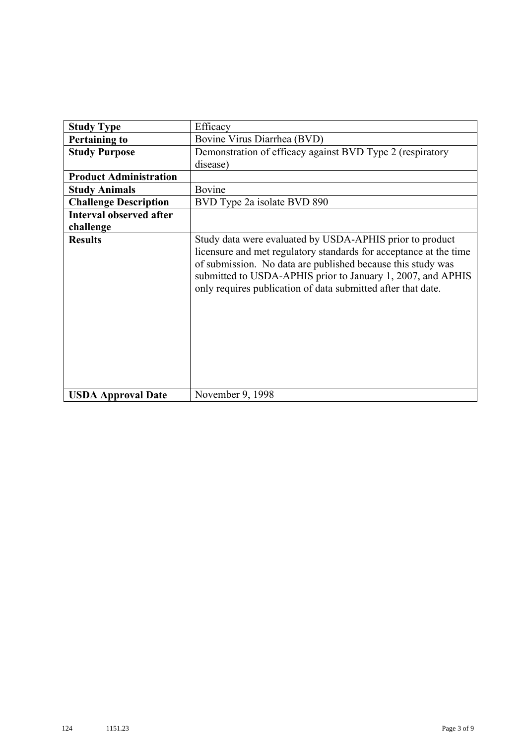| Study Type | Efficacy |
|---|---|
| Pertaining to | Bovine Virus Diarrhea (BVD) |
| Study Purpose | Demonstration of efficacy against BVD Type 2 (respiratory disease) |
| Product Administration | |
| Study Animals | Bovine |
| Challenge Description | BVD Type 2a isolate BVD 890 |
| Interval observed after challenge | |
| Results | Study data were evaluated by USDA-APHIS prior to product licensure and met regulatory standards for acceptance at the time of submission. No data are published because this study was submitted to USDA-APHIS prior to January 1, 2007, and APHIS only requires publication of data submitted after that date. |
| USDA Approval Date | November 9, 1998 |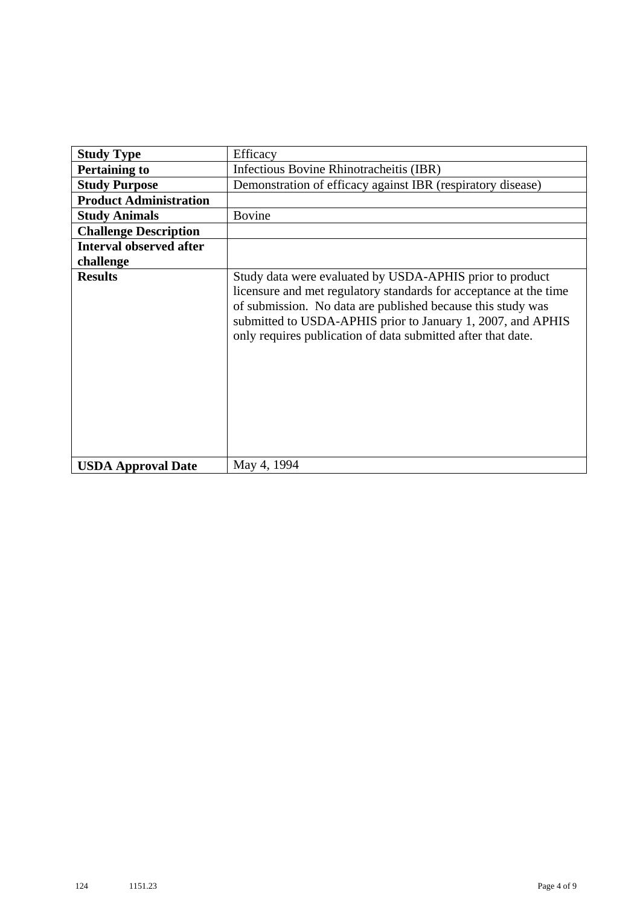| **Study Type** | Efficacy |
|---|---|
| **Pertaining to** | Infectious Bovine Rhinotracheitis (IBR) |
| **Study Purpose** | Demonstration of efficacy against IBR (respiratory disease) |
| **Product Administration** | |
| **Study Animals** | Bovine |
| **Challenge Description** | |
| **Interval observed after challenge** | |
| **Results** | Study data were evaluated by USDA-APHIS prior to product licensure and met regulatory standards for acceptance at the time of submission. No data are published because this study was submitted to USDA-APHIS prior to January 1, 2007, and APHIS only requires publication of data submitted after that date. |
| **USDA Approval Date** | May 4, 1994 |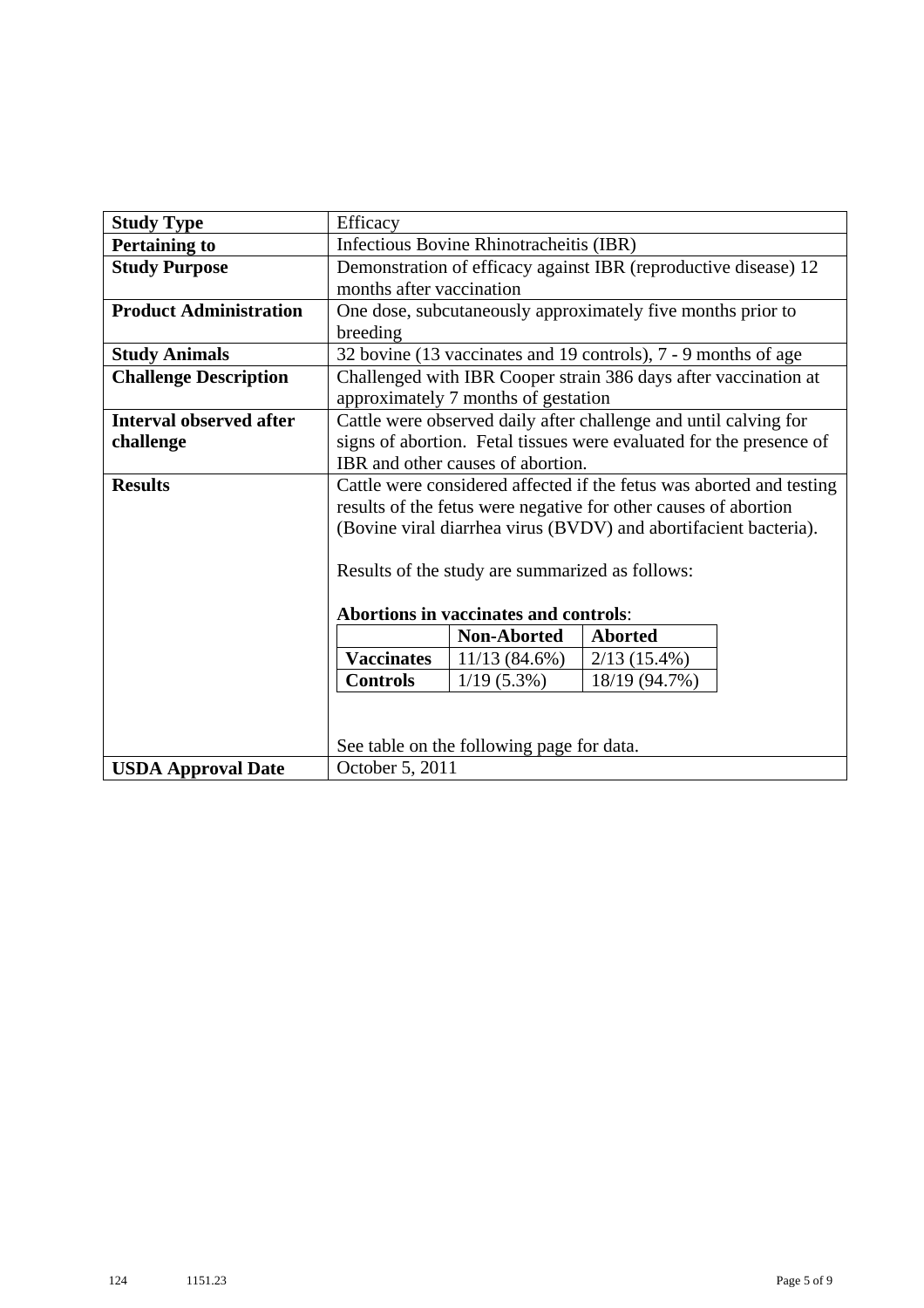| Study Type | Efficacy |
| --- | --- |
| **Pertaining to** | Infectious Bovine Rhinotracheitis (IBR) |
| **Study Purpose** | Demonstration of efficacy against IBR (reproductive disease) 12 months after vaccination |
| **Product Administration** | One dose, subcutaneously approximately five months prior to breeding |
| **Study Animals** | 32 bovine (13 vaccinates and 19 controls), 7 - 9 months of age |
| **Challenge Description** | Challenged with IBR Cooper strain 386 days after vaccination at approximately 7 months of gestation |
| **Interval observed after challenge** | Cattle were observed daily after challenge and until calving for signs of abortion. Fetal tissues were evaluated for the presence of IBR and other causes of abortion. |
| **Results** | Cattle were considered affected if the fetus was aborted and testing results of the fetus were negative for other causes of abortion (Bovine viral diarrhea virus (BVDV) and abortifacient bacteria).<br><br>Results of the study are summarized as follows:<br><br>**Abortions in vaccinates and controls**: (see table below)<br><br>See table on the following page for data. |
| **USDA Approval Date** | October 5, 2011 |

**Abortions in vaccinates and controls**:

| | Non-Aborted | Aborted |
| --- | --- | --- |
| **Vaccinates** | 11/13 (84.6%) | 2/13 (15.4%) |
| **Controls** | 1/19 (5.3%) | 18/19 (94.7%) |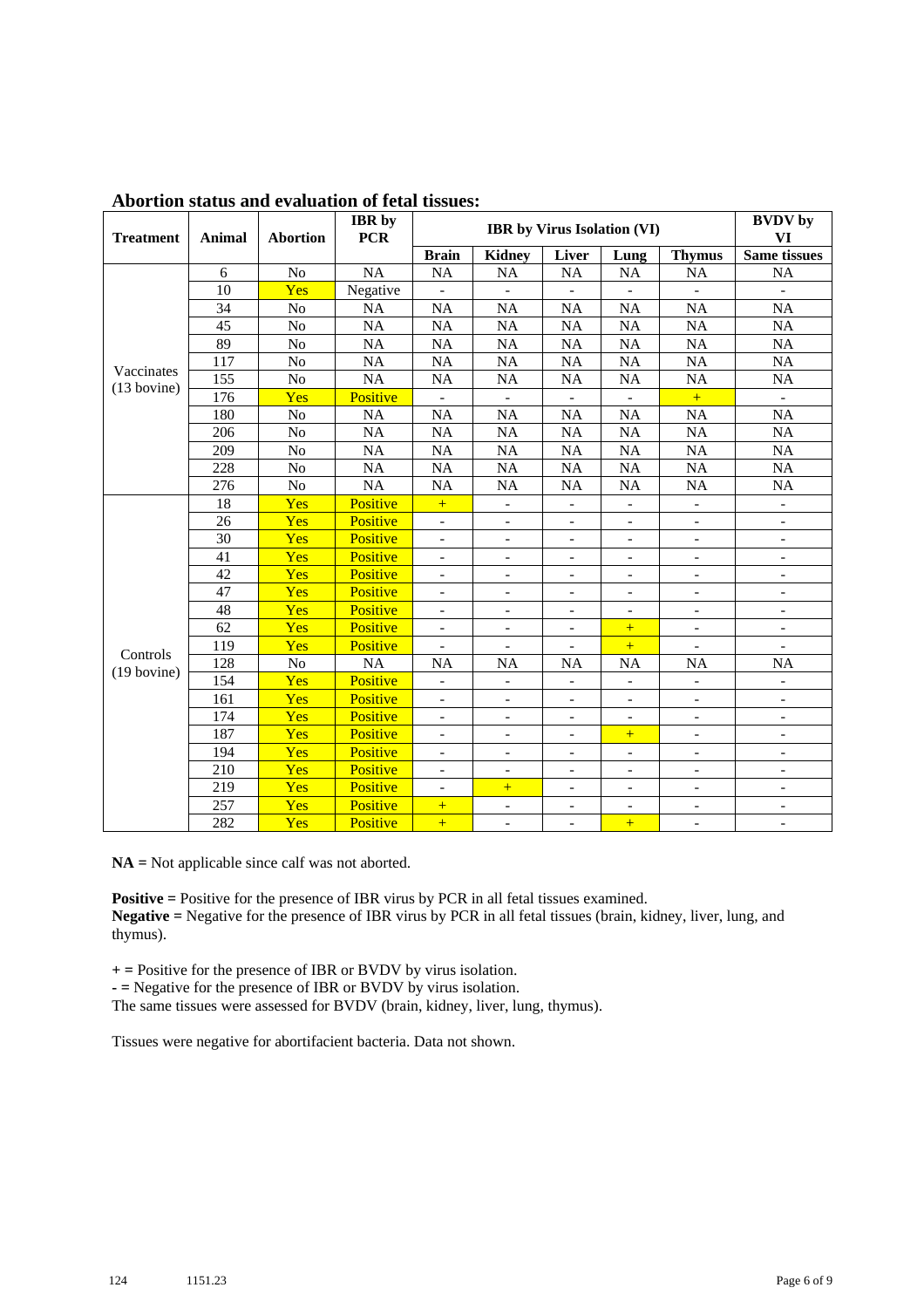## Abortion status and evaluation of fetal tissues:

| Treatment | Animal | Abortion | IBR by PCR | IBR by Virus Isolation (VI) | | | | | BVDV by VI |
|---|---|---|---|---|---|---|---|---|---|
| | | | | Brain | Kidney | Liver | Lung | Thymus | Same tissues |
| Vaccinates (13 bovine) | 6 | No | NA | NA | NA | NA | NA | NA | NA |
| | 10 | Yes | Negative | - | - | - | - | - | - |
| | 34 | No | NA | NA | NA | NA | NA | NA | NA |
| | 45 | No | NA | NA | NA | NA | NA | NA | NA |
| | 89 | No | NA | NA | NA | NA | NA | NA | NA |
| | 117 | No | NA | NA | NA | NA | NA | NA | NA |
| | 155 | No | NA | NA | NA | NA | NA | NA | NA |
| | 176 | Yes | Positive | - | - | - | - | + | - |
| | 180 | No | NA | NA | NA | NA | NA | NA | NA |
| | 206 | No | NA | NA | NA | NA | NA | NA | NA |
| | 209 | No | NA | NA | NA | NA | NA | NA | NA |
| | 228 | No | NA | NA | NA | NA | NA | NA | NA |
| | 276 | No | NA | NA | NA | NA | NA | NA | NA |
| Controls (19 bovine) | 18 | Yes | Positive | + | - | - | - | - | - |
| | 26 | Yes | Positive | - | - | - | - | - | - |
| | 30 | Yes | Positive | - | - | - | - | - | - |
| | 41 | Yes | Positive | - | - | - | - | - | - |
| | 42 | Yes | Positive | - | - | - | - | - | - |
| | 47 | Yes | Positive | - | - | - | - | - | - |
| | 48 | Yes | Positive | - | - | - | - | - | - |
| | 62 | Yes | Positive | - | - | - | + | - | - |
| | 119 | Yes | Positive | - | - | - | + | - | - |
| | 128 | No | NA | NA | NA | NA | NA | NA | NA |
| | 154 | Yes | Positive | - | - | - | - | - | - |
| | 161 | Yes | Positive | - | - | - | - | - | - |
| | 174 | Yes | Positive | - | - | - | - | - | - |
| | 187 | Yes | Positive | - | - | - | + | - | - |
| | 194 | Yes | Positive | - | - | - | - | - | - |
| | 210 | Yes | Positive | - | - | - | - | - | - |
| | 219 | Yes | Positive | - | + | - | - | - | - |
| | 257 | Yes | Positive | + | - | - | - | - | - |
| | 282 | Yes | Positive | + | - | - | + | - | - |

**NA =** Not applicable since calf was not aborted.

**Positive =** Positive for the presence of IBR virus by PCR in all fetal tissues examined.
**Negative =** Negative for the presence of IBR virus by PCR in all fetal tissues (brain, kidney, liver, lung, and thymus).

**+ =** Positive for the presence of IBR or BVDV by virus isolation.
**- =** Negative for the presence of IBR or BVDV by virus isolation.
The same tissues were assessed for BVDV (brain, kidney, liver, lung, thymus).

Tissues were negative for abortifacient bacteria. Data not shown.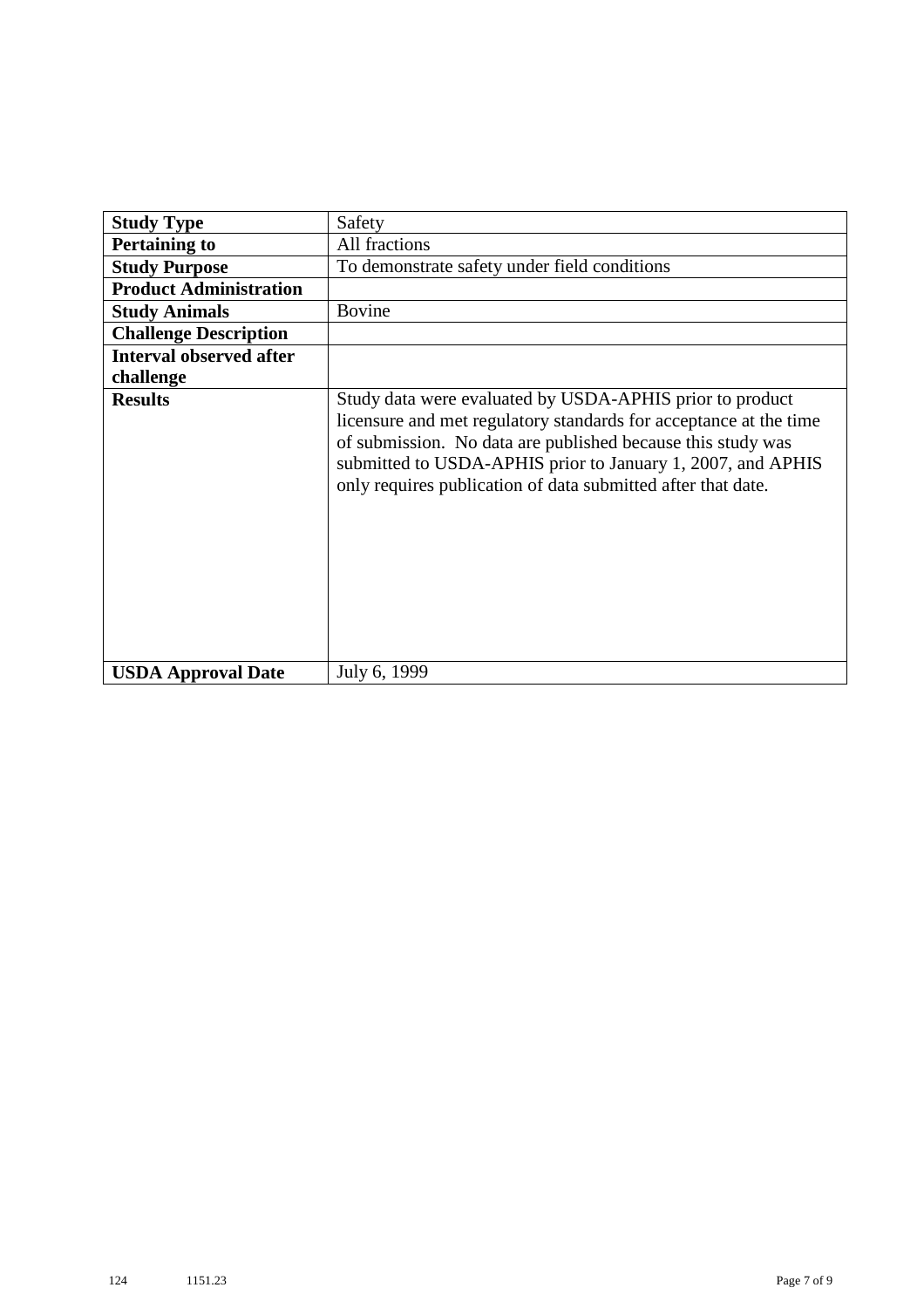| **Study Type** | Safety |
|---|---|
| **Pertaining to** | All fractions |
| **Study Purpose** | To demonstrate safety under field conditions |
| **Product Administration** | |
| **Study Animals** | Bovine |
| **Challenge Description** | |
| **Interval observed after challenge** | |
| **Results** | Study data were evaluated by USDA-APHIS prior to product licensure and met regulatory standards for acceptance at the time of submission. No data are published because this study was submitted to USDA-APHIS prior to January 1, 2007, and APHIS only requires publication of data submitted after that date. |
| **USDA Approval Date** | July 6, 1999 |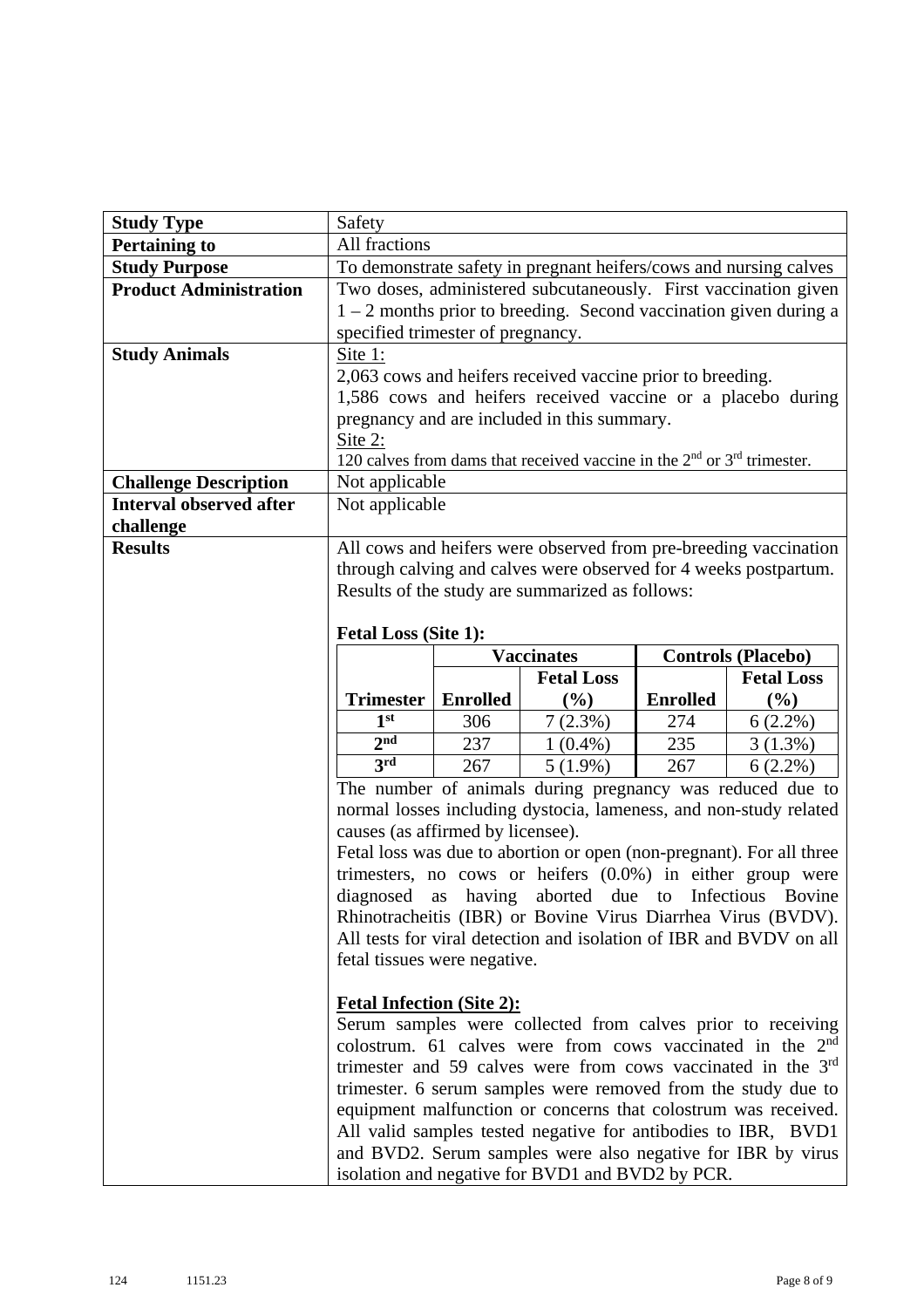| **Study Type** | Safety |
|---|---|
| **Pertaining to** | All fractions |
| **Study Purpose** | To demonstrate safety in pregnant heifers/cows and nursing calves |
| **Product Administration** | Two doses, administered subcutaneously. First vaccination given 1 – 2 months prior to breeding. Second vaccination given during a specified trimester of pregnancy. |
| **Study Animals** | Site 1: 2,063 cows and heifers received vaccine prior to breeding. 1,586 cows and heifers received vaccine or a placebo during pregnancy and are included in this summary. Site 2: 120 calves from dams that received vaccine in the 2nd or 3rd trimester. |
| **Challenge Description** | Not applicable |
| **Interval observed after challenge** | Not applicable |
| **Results** | All cows and heifers were observed from pre-breeding vaccination through calving and calves were observed for 4 weeks postpartum. Results of the study are summarized as follows: |

**Fetal Loss (Site 1):**

| | Vaccinates | | Controls (Placebo) | |
|---|---|---|---|---|
| **Trimester** | **Enrolled** | **Fetal Loss (%)** | **Enrolled** | **Fetal Loss (%)** |
| **1st** | 306 | 7 (2.3%) | 274 | 6 (2.2%) |
| **2nd** | 237 | 1 (0.4%) | 235 | 3 (1.3%) |
| **3rd** | 267 | 5 (1.9%) | 267 | 6 (2.2%) |

The number of animals during pregnancy was reduced due to normal losses including dystocia, lameness, and non-study related causes (as affirmed by licensee).

Fetal loss was due to abortion or open (non-pregnant). For all three trimesters, no cows or heifers (0.0%) in either group were diagnosed as having aborted due to Infectious Bovine Rhinotracheitis (IBR) or Bovine Virus Diarrhea Virus (BVDV). All tests for viral detection and isolation of IBR and BVDV on all fetal tissues were negative.

**Fetal Infection (Site 2):**

Serum samples were collected from calves prior to receiving colostrum. 61 calves were from cows vaccinated in the 2nd trimester and 59 calves were from cows vaccinated in the 3rd trimester. 6 serum samples were removed from the study due to equipment malfunction or concerns that colostrum was received. All valid samples tested negative for antibodies to IBR, BVD1 and BVD2. Serum samples were also negative for IBR by virus isolation and negative for BVD1 and BVD2 by PCR.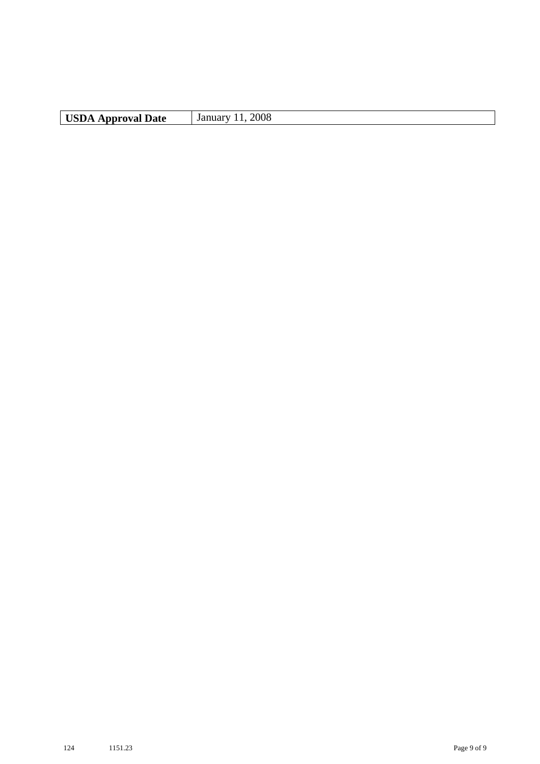| | |
|---|---|
| **USDA Approval Date** | January 11, 2008 |